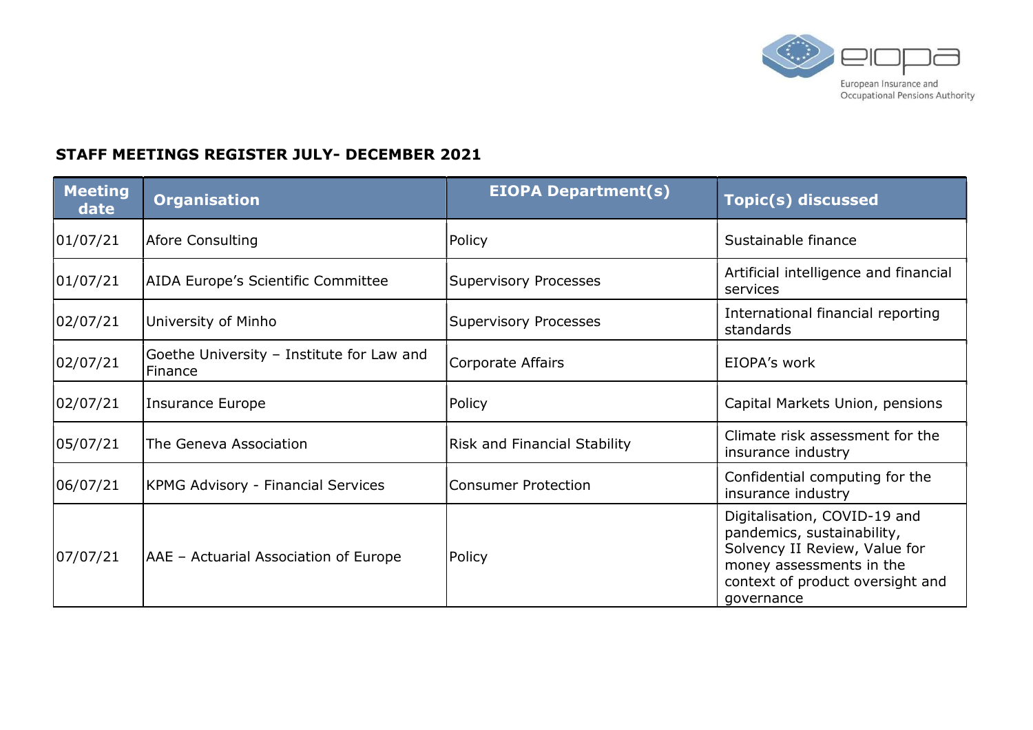## STAFF MEETINGS REGISTER JULY- DECEMBER 2021

| Meeting date | Organisation | EIOPA Department(s) | Topic(s) discussed |
|---|---|---|---|
| 01/07/21 | Afore Consulting | Policy | Sustainable finance |
| 01/07/21 | AIDA Europe's Scientific Committee | Supervisory Processes | Artificial intelligence and financial services |
| 02/07/21 | University of Minho | Supervisory Processes | International financial reporting standards |
| 02/07/21 | Goethe University – Institute for Law and Finance | Corporate Affairs | EIOPA's work |
| 02/07/21 | Insurance Europe | Policy | Capital Markets Union, pensions |
| 05/07/21 | The Geneva Association | Risk and Financial Stability | Climate risk assessment for the insurance industry |
| 06/07/21 | KPMG Advisory - Financial Services | Consumer Protection | Confidential computing for the insurance industry |
| 07/07/21 | AAE – Actuarial Association of Europe | Policy | Digitalisation, COVID-19 and pandemics, sustainability, Solvency II Review, Value for money assessments in the context of product oversight and governance |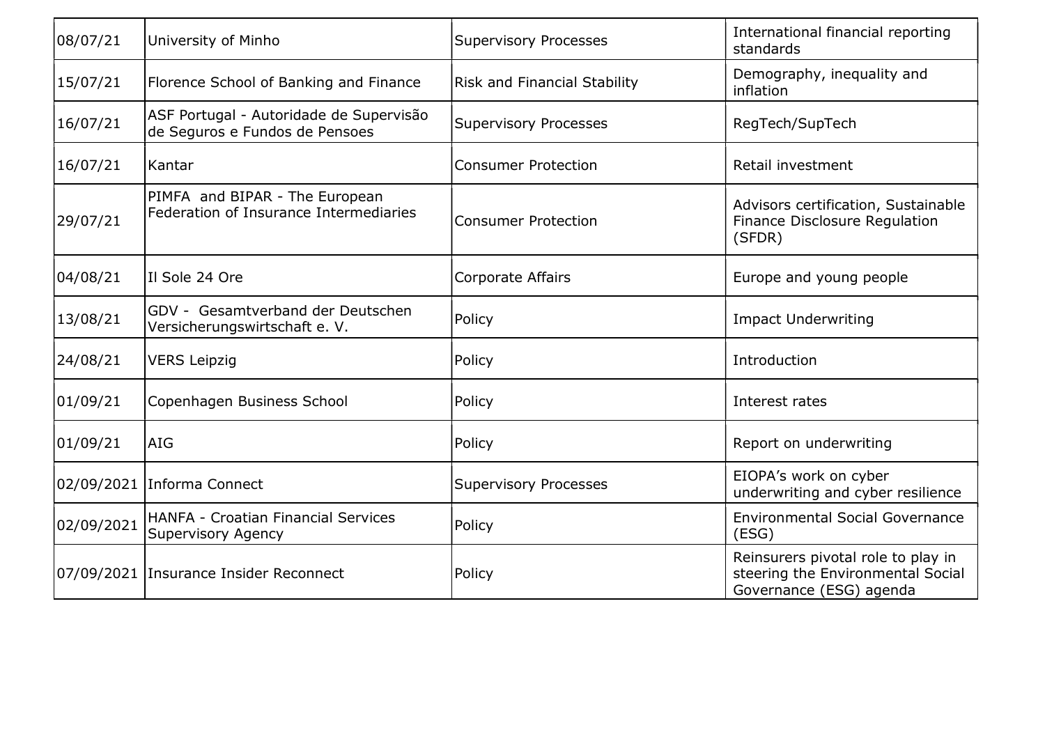| | | | |
|---|---|---|---|
| 08/07/21 | University of Minho | Supervisory Processes | International financial reporting standards |
| 15/07/21 | Florence School of Banking and Finance | Risk and Financial Stability | Demography, inequality and inflation |
| 16/07/21 | ASF Portugal - Autoridade de Supervisão de Seguros e Fundos de Pensoes | Supervisory Processes | RegTech/SupTech |
| 16/07/21 | Kantar | Consumer Protection | Retail investment |
| 29/07/21 | PIMFA and BIPAR - The European Federation of Insurance Intermediaries | Consumer Protection | Advisors certification, Sustainable Finance Disclosure Regulation (SFDR) |
| 04/08/21 | Il Sole 24 Ore | Corporate Affairs | Europe and young people |
| 13/08/21 | GDV - Gesamtverband der Deutschen Versicherungswirtschaft e. V. | Policy | Impact Underwriting |
| 24/08/21 | VERS Leipzig | Policy | Introduction |
| 01/09/21 | Copenhagen Business School | Policy | Interest rates |
| 01/09/21 | AIG | Policy | Report on underwriting |
| 02/09/2021 | Informa Connect | Supervisory Processes | EIOPA's work on cyber underwriting and cyber resilience |
| 02/09/2021 | HANFA - Croatian Financial Services Supervisory Agency | Policy | Environmental Social Governance (ESG) |
| 07/09/2021 | Insurance Insider Reconnect | Policy | Reinsurers pivotal role to play in steering the Environmental Social Governance (ESG) agenda |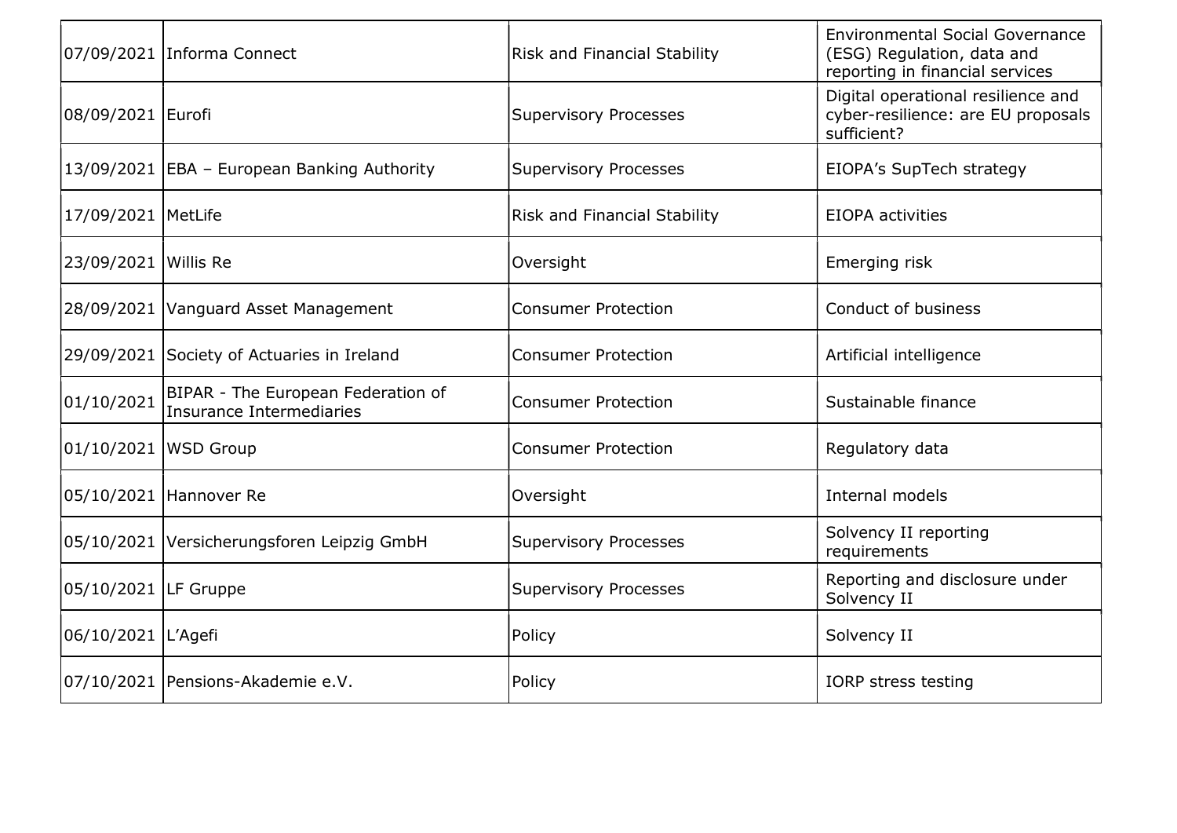| | | | |
|---|---|---|---|
| 07/09/2021 | Informa Connect | Risk and Financial Stability | Environmental Social Governance (ESG) Regulation, data and reporting in financial services |
| 08/09/2021 | Eurofi | Supervisory Processes | Digital operational resilience and cyber-resilience: are EU proposals sufficient? |
| 13/09/2021 | EBA – European Banking Authority | Supervisory Processes | EIOPA's SupTech strategy |
| 17/09/2021 | MetLife | Risk and Financial Stability | EIOPA activities |
| 23/09/2021 | Willis Re | Oversight | Emerging risk |
| 28/09/2021 | Vanguard Asset Management | Consumer Protection | Conduct of business |
| 29/09/2021 | Society of Actuaries in Ireland | Consumer Protection | Artificial intelligence |
| 01/10/2021 | BIPAR - The European Federation of Insurance Intermediaries | Consumer Protection | Sustainable finance |
| 01/10/2021 | WSD Group | Consumer Protection | Regulatory data |
| 05/10/2021 | Hannover Re | Oversight | Internal models |
| 05/10/2021 | Versicherungsforen Leipzig GmbH | Supervisory Processes | Solvency II reporting requirements |
| 05/10/2021 | LF Gruppe | Supervisory Processes | Reporting and disclosure under Solvency II |
| 06/10/2021 | L'Agefi | Policy | Solvency II |
| 07/10/2021 | Pensions-Akademie e.V. | Policy | IORP stress testing |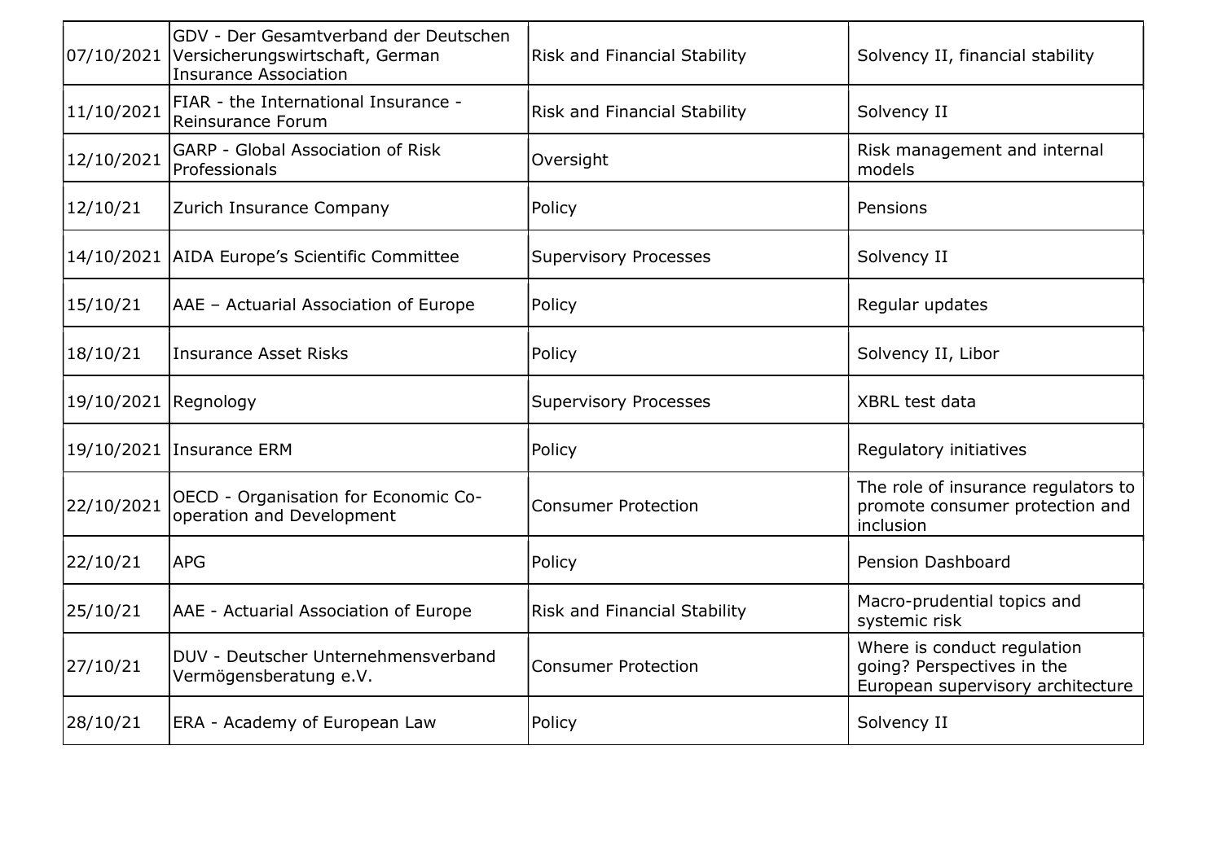| | | | |
|---|---|---|---|
| 07/10/2021 | GDV - Der Gesamtverband der Deutschen Versicherungswirtschaft, German Insurance Association | Risk and Financial Stability | Solvency II, financial stability |
| 11/10/2021 | FIAR - the International Insurance - Reinsurance Forum | Risk and Financial Stability | Solvency II |
| 12/10/2021 | GARP - Global Association of Risk Professionals | Oversight | Risk management and internal models |
| 12/10/21 | Zurich Insurance Company | Policy | Pensions |
| 14/10/2021 | AIDA Europe's Scientific Committee | Supervisory Processes | Solvency II |
| 15/10/21 | AAE – Actuarial Association of Europe | Policy | Regular updates |
| 18/10/21 | Insurance Asset Risks | Policy | Solvency II, Libor |
| 19/10/2021 | Regnology | Supervisory Processes | XBRL test data |
| 19/10/2021 | Insurance ERM | Policy | Regulatory initiatives |
| 22/10/2021 | OECD - Organisation for Economic Co-operation and Development | Consumer Protection | The role of insurance regulators to promote consumer protection and inclusion |
| 22/10/21 | APG | Policy | Pension Dashboard |
| 25/10/21 | AAE - Actuarial Association of Europe | Risk and Financial Stability | Macro-prudential topics and systemic risk |
| 27/10/21 | DUV - Deutscher Unternehmensverband Vermögensberatung e.V. | Consumer Protection | Where is conduct regulation going? Perspectives in the European supervisory architecture |
| 28/10/21 | ERA - Academy of European Law | Policy | Solvency II |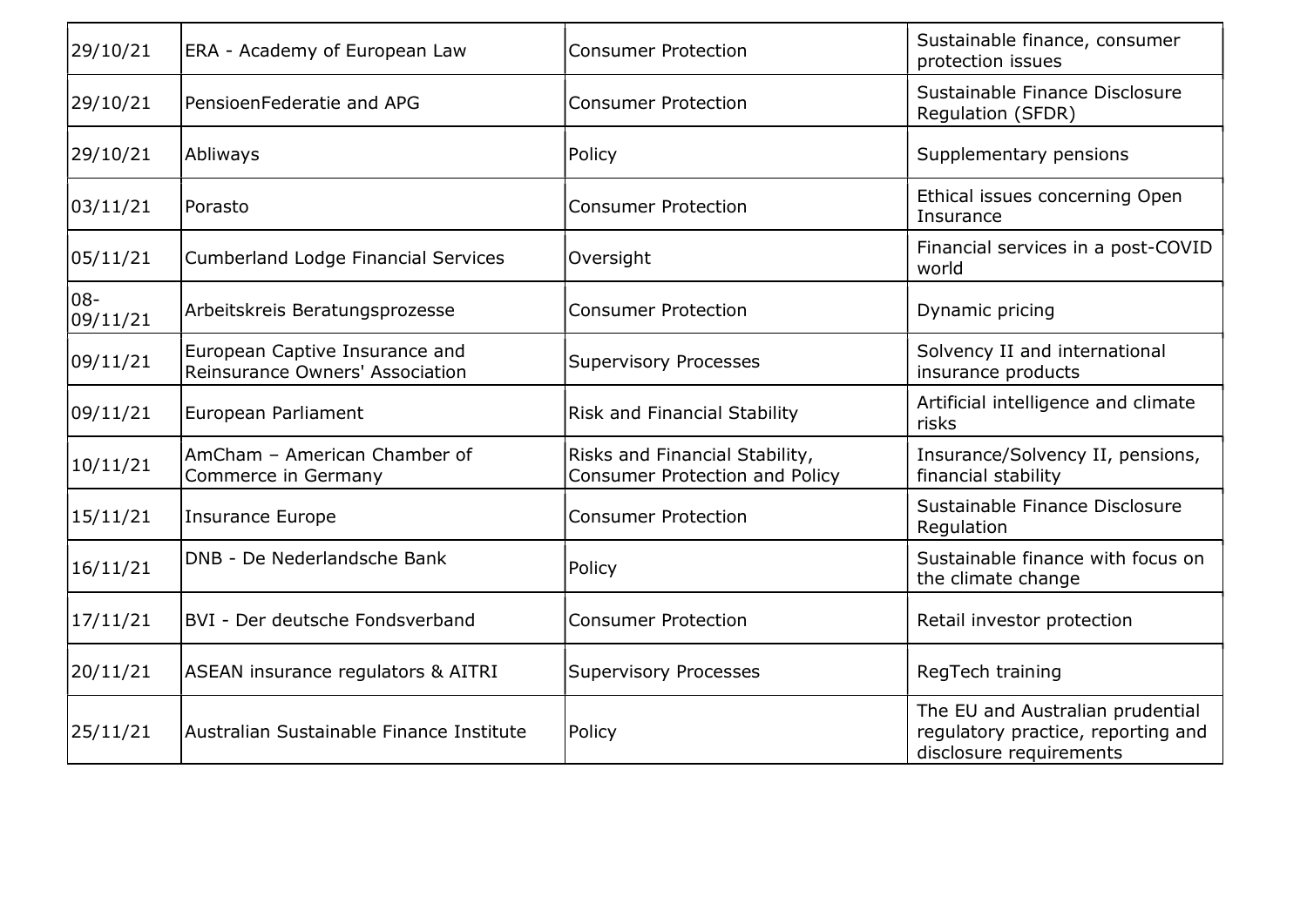| 29/10/21 | ERA - Academy of European Law | Consumer Protection | Sustainable finance, consumer protection issues |
|---|---|---|---|
| 29/10/21 | PensioenFederatie and APG | Consumer Protection | Sustainable Finance Disclosure Regulation (SFDR) |
| 29/10/21 | Abliways | Policy | Supplementary pensions |
| 03/11/21 | Porasto | Consumer Protection | Ethical issues concerning Open Insurance |
| 05/11/21 | Cumberland Lodge Financial Services | Oversight | Financial services in a post-COVID world |
| 08-09/11/21 | Arbeitskreis Beratungsprozesse | Consumer Protection | Dynamic pricing |
| 09/11/21 | European Captive Insurance and Reinsurance Owners' Association | Supervisory Processes | Solvency II and international insurance products |
| 09/11/21 | European Parliament | Risk and Financial Stability | Artificial intelligence and climate risks |
| 10/11/21 | AmCham – American Chamber of Commerce in Germany | Risks and Financial Stability, Consumer Protection and Policy | Insurance/Solvency II, pensions, financial stability |
| 15/11/21 | Insurance Europe | Consumer Protection | Sustainable Finance Disclosure Regulation |
| 16/11/21 | DNB - De Nederlandsche Bank | Policy | Sustainable finance with focus on the climate change |
| 17/11/21 | BVI - Der deutsche Fondsverband | Consumer Protection | Retail investor protection |
| 20/11/21 | ASEAN insurance regulators & AITRI | Supervisory Processes | RegTech training |
| 25/11/21 | Australian Sustainable Finance Institute | Policy | The EU and Australian prudential regulatory practice, reporting and disclosure requirements |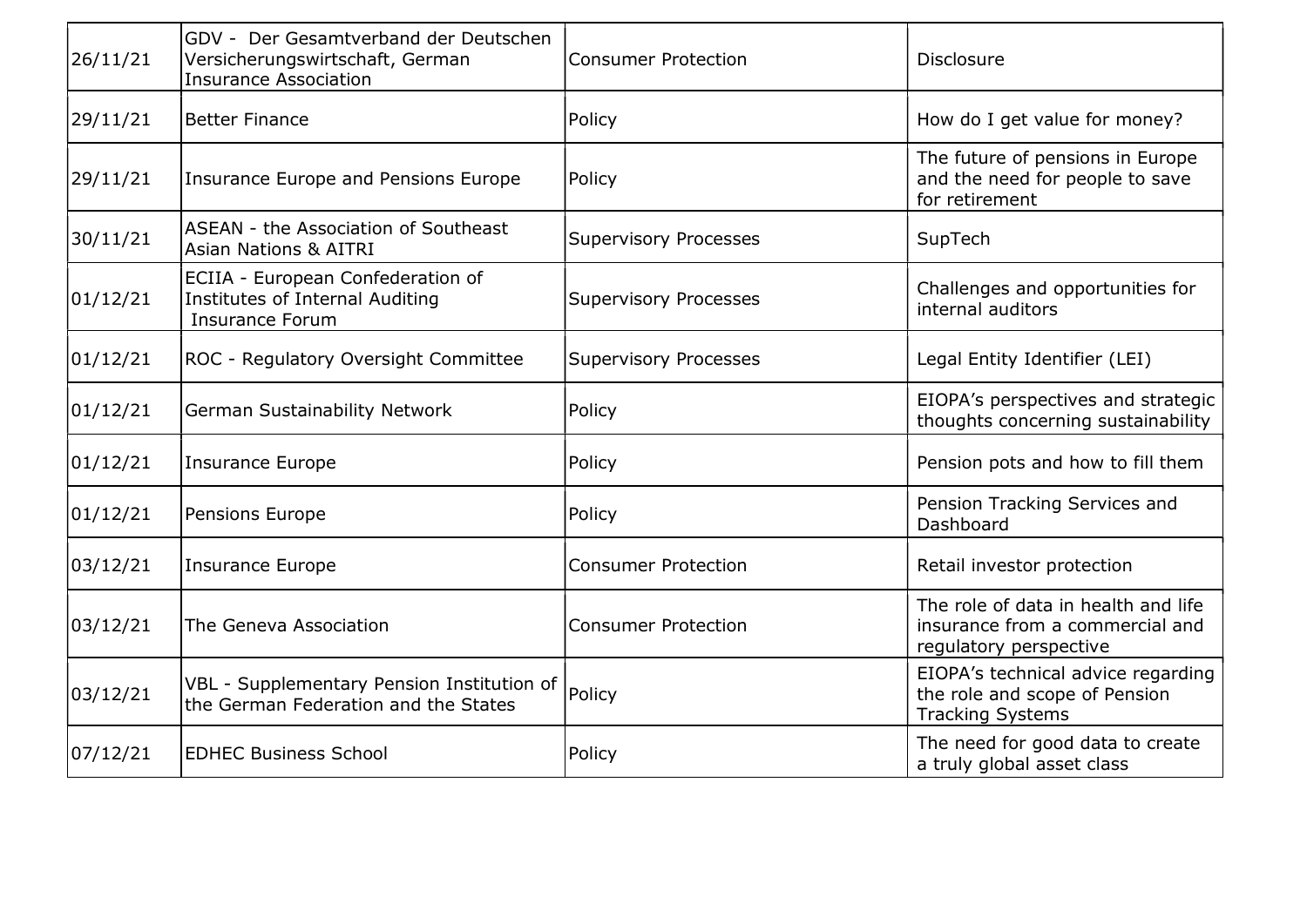| 26/11/21 | GDV - Der Gesamtverband der Deutschen Versicherungswirtschaft, German Insurance Association | Consumer Protection | Disclosure |
|---|---|---|---|
| 29/11/21 | Better Finance | Policy | How do I get value for money? |
| 29/11/21 | Insurance Europe and Pensions Europe | Policy | The future of pensions in Europe and the need for people to save for retirement |
| 30/11/21 | ASEAN - the Association of Southeast Asian Nations & AITRI | Supervisory Processes | SupTech |
| 01/12/21 | ECIIA - European Confederation of Institutes of Internal Auditing Insurance Forum | Supervisory Processes | Challenges and opportunities for internal auditors |
| 01/12/21 | ROC - Regulatory Oversight Committee | Supervisory Processes | Legal Entity Identifier (LEI) |
| 01/12/21 | German Sustainability Network | Policy | EIOPA's perspectives and strategic thoughts concerning sustainability |
| 01/12/21 | Insurance Europe | Policy | Pension pots and how to fill them |
| 01/12/21 | Pensions Europe | Policy | Pension Tracking Services and Dashboard |
| 03/12/21 | Insurance Europe | Consumer Protection | Retail investor protection |
| 03/12/21 | The Geneva Association | Consumer Protection | The role of data in health and life insurance from a commercial and regulatory perspective |
| 03/12/21 | VBL - Supplementary Pension Institution of the German Federation and the States | Policy | EIOPA's technical advice regarding the role and scope of Pension Tracking Systems |
| 07/12/21 | EDHEC Business School | Policy | The need for good data to create a truly global asset class |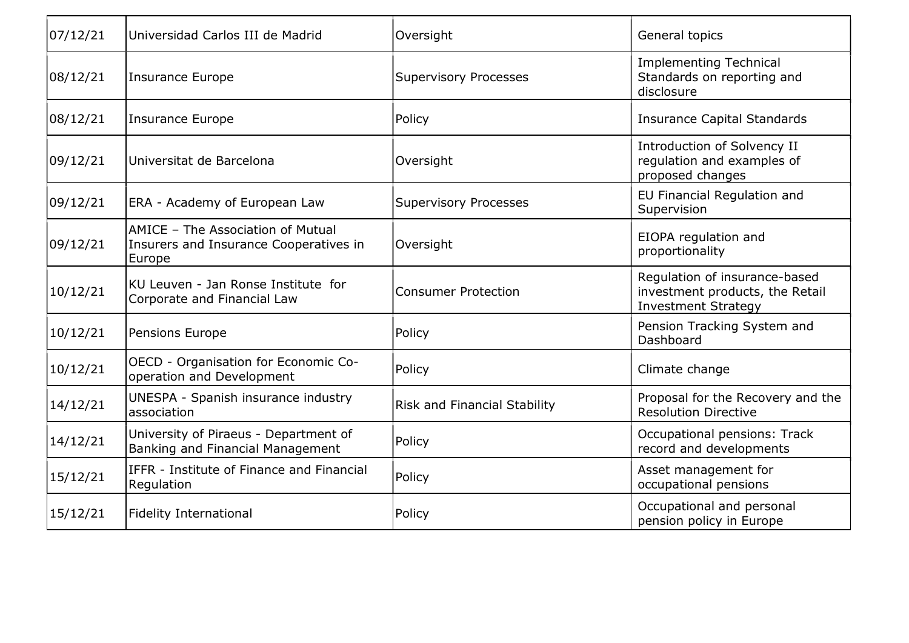| 07/12/21 | Universidad Carlos III de Madrid | Oversight | General topics |
|---|---|---|---|
| 08/12/21 | Insurance Europe | Supervisory Processes | Implementing Technical Standards on reporting and disclosure |
| 08/12/21 | Insurance Europe | Policy | Insurance Capital Standards |
| 09/12/21 | Universitat de Barcelona | Oversight | Introduction of Solvency II regulation and examples of proposed changes |
| 09/12/21 | ERA - Academy of European Law | Supervisory Processes | EU Financial Regulation and Supervision |
| 09/12/21 | AMICE – The Association of Mutual Insurers and Insurance Cooperatives in Europe | Oversight | EIOPA regulation and proportionality |
| 10/12/21 | KU Leuven - Jan Ronse Institute for Corporate and Financial Law | Consumer Protection | Regulation of insurance-based investment products, the Retail Investment Strategy |
| 10/12/21 | Pensions Europe | Policy | Pension Tracking System and Dashboard |
| 10/12/21 | OECD - Organisation for Economic Co-operation and Development | Policy | Climate change |
| 14/12/21 | UNESPA - Spanish insurance industry association | Risk and Financial Stability | Proposal for the Recovery and the Resolution Directive |
| 14/12/21 | University of Piraeus - Department of Banking and Financial Management | Policy | Occupational pensions: Track record and developments |
| 15/12/21 | IFFR - Institute of Finance and Financial Regulation | Policy | Asset management for occupational pensions |
| 15/12/21 | Fidelity International | Policy | Occupational and personal pension policy in Europe |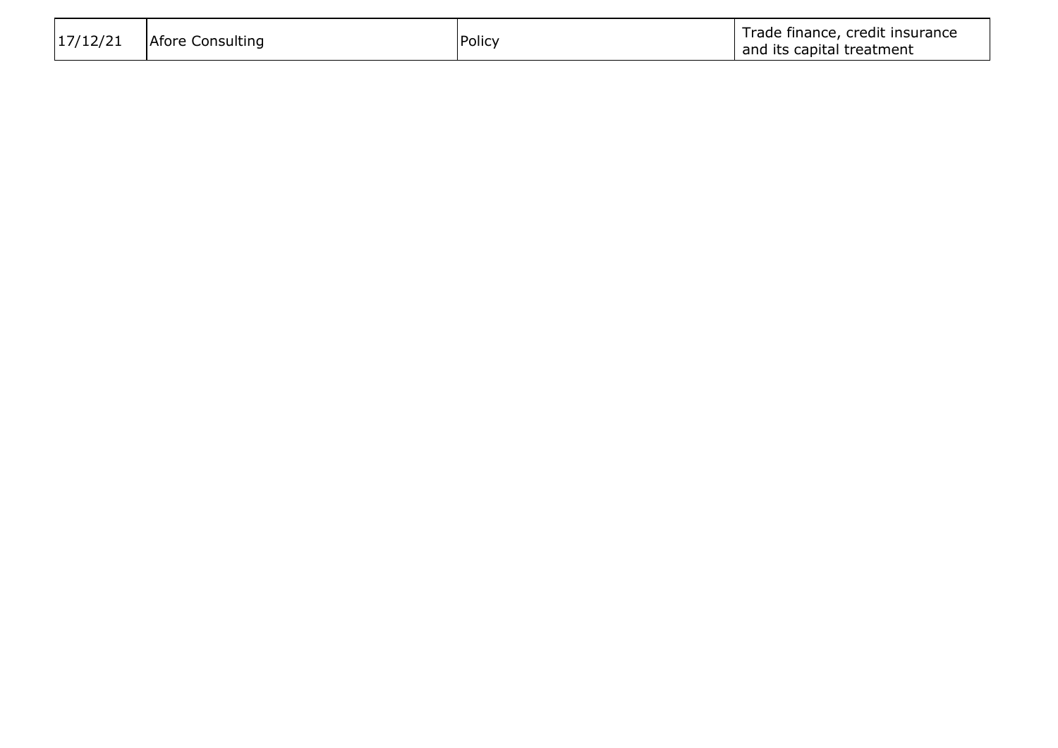| | | | |
|---|---|---|---|
| 17/12/21 | Afore Consulting | Policy | Trade finance, credit insurance and its capital treatment |